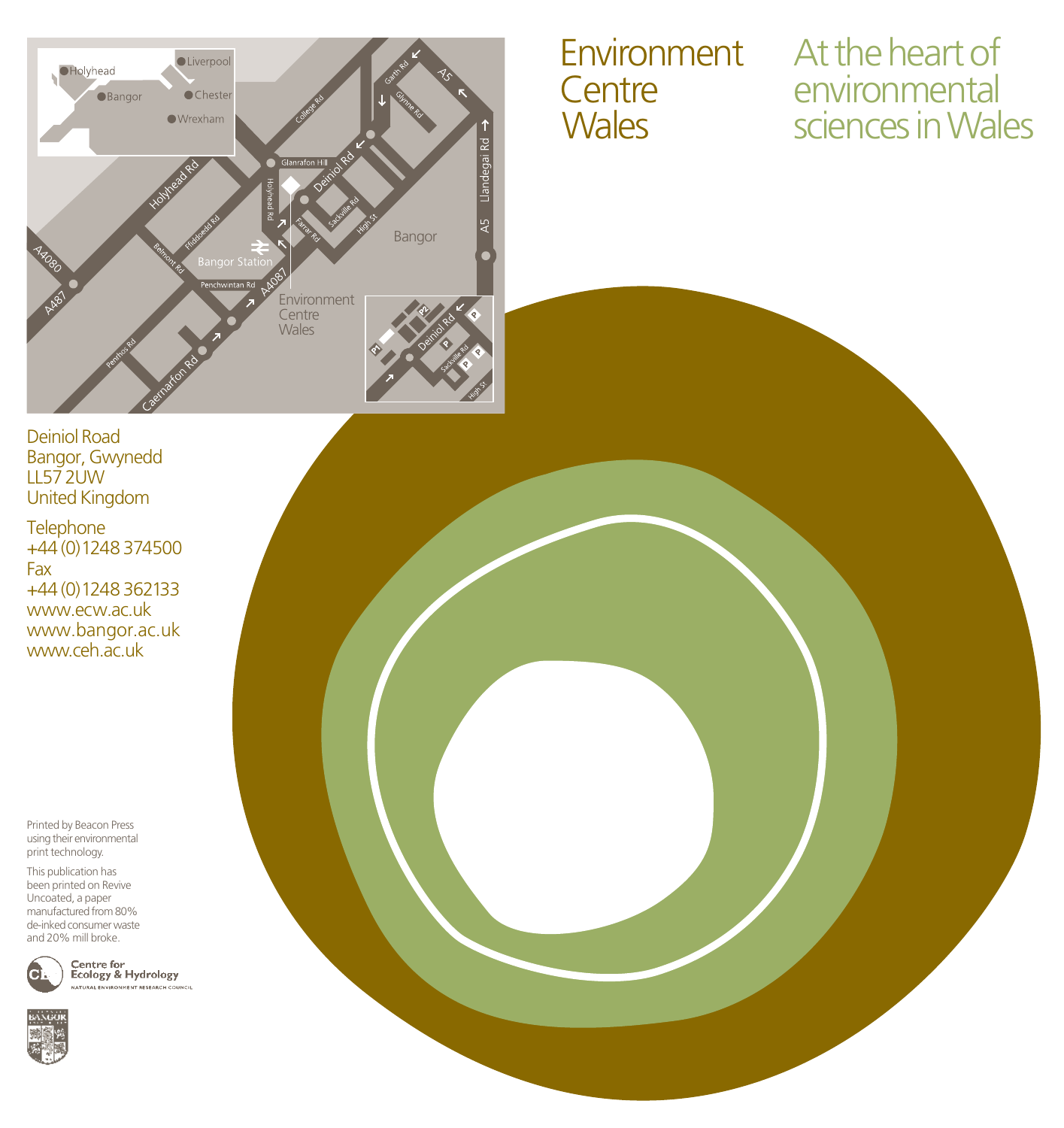# Environment Centre Wales

## At the heart of environmental sciences in Wales

Deiniol Road
Bangor, Gwynedd
LL57 2UW
United Kingdom

Telephone
+44 (0) 1248 374500
Fax
+44 (0) 1248 362133
www.ecw.ac.uk
www.bangor.ac.uk
www.ceh.ac.uk

Printed by Beacon Press using their environmental print technology.

This publication has been printed on Revive Uncoated, a paper manufactured from 80% de-inked consumer waste and 20% mill broke.

Centre for Ecology & Hydrology
NATURAL ENVIRONMENT RESEARCH COUNCIL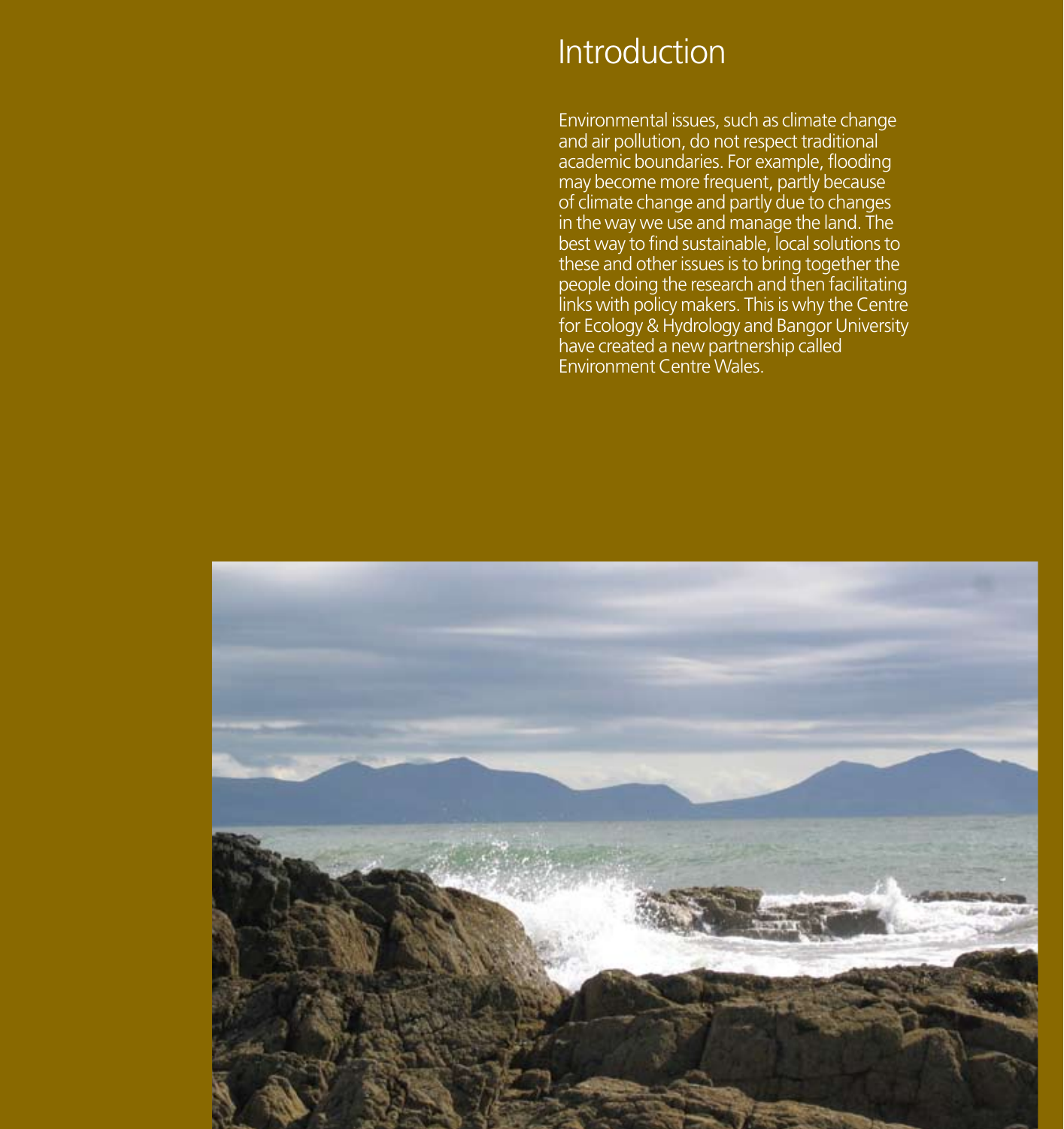# Introduction

Environmental issues, such as climate change and air pollution, do not respect traditional academic boundaries. For example, flooding may become more frequent, partly because of climate change and partly due to changes in the way we use and manage the land. The best way to find sustainable, local solutions to these and other issues is to bring together the people doing the research and then facilitating links with policy makers. This is why the Centre for Ecology & Hydrology and Bangor University have created a new partnership called Environment Centre Wales.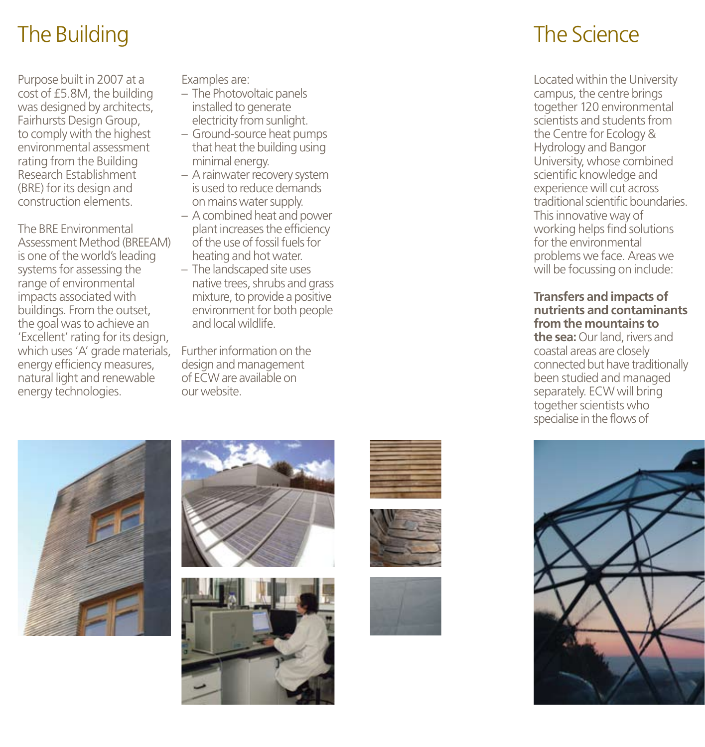# The Building

Purpose built in 2007 at a cost of £5.8M, the building was designed by architects, Fairhursts Design Group, to comply with the highest environmental assessment rating from the Building Research Establishment (BRE) for its design and construction elements.

The BRE Environmental Assessment Method (BREEAM) is one of the world's leading systems for assessing the range of environmental impacts associated with buildings. From the outset, the goal was to achieve an 'Excellent' rating for its design, which uses 'A' grade materials, energy efficiency measures, natural light and renewable energy technologies.

Examples are:

- The Photovoltaic panels installed to generate electricity from sunlight.
- Ground-source heat pumps that heat the building using minimal energy.
- A rainwater recovery system is used to reduce demands on mains water supply.
- A combined heat and power plant increases the efficiency of the use of fossil fuels for heating and hot water.
- The landscaped site uses native trees, shrubs and grass mixture, to provide a positive environment for both people and local wildlife.

Further information on the design and management of ECW are available on our website.

# The Science

Located within the University campus, the centre brings together 120 environmental scientists and students from the Centre for Ecology & Hydrology and Bangor University, whose combined scientific knowledge and experience will cut across traditional scientific boundaries. This innovative way of working helps find solutions for the environmental problems we face. Areas we will be focussing on include:

**Transfers and impacts of nutrients and contaminants from the mountains to the sea:** Our land, rivers and coastal areas are closely connected but have traditionally been studied and managed separately. ECW will bring together scientists who specialise in the flows of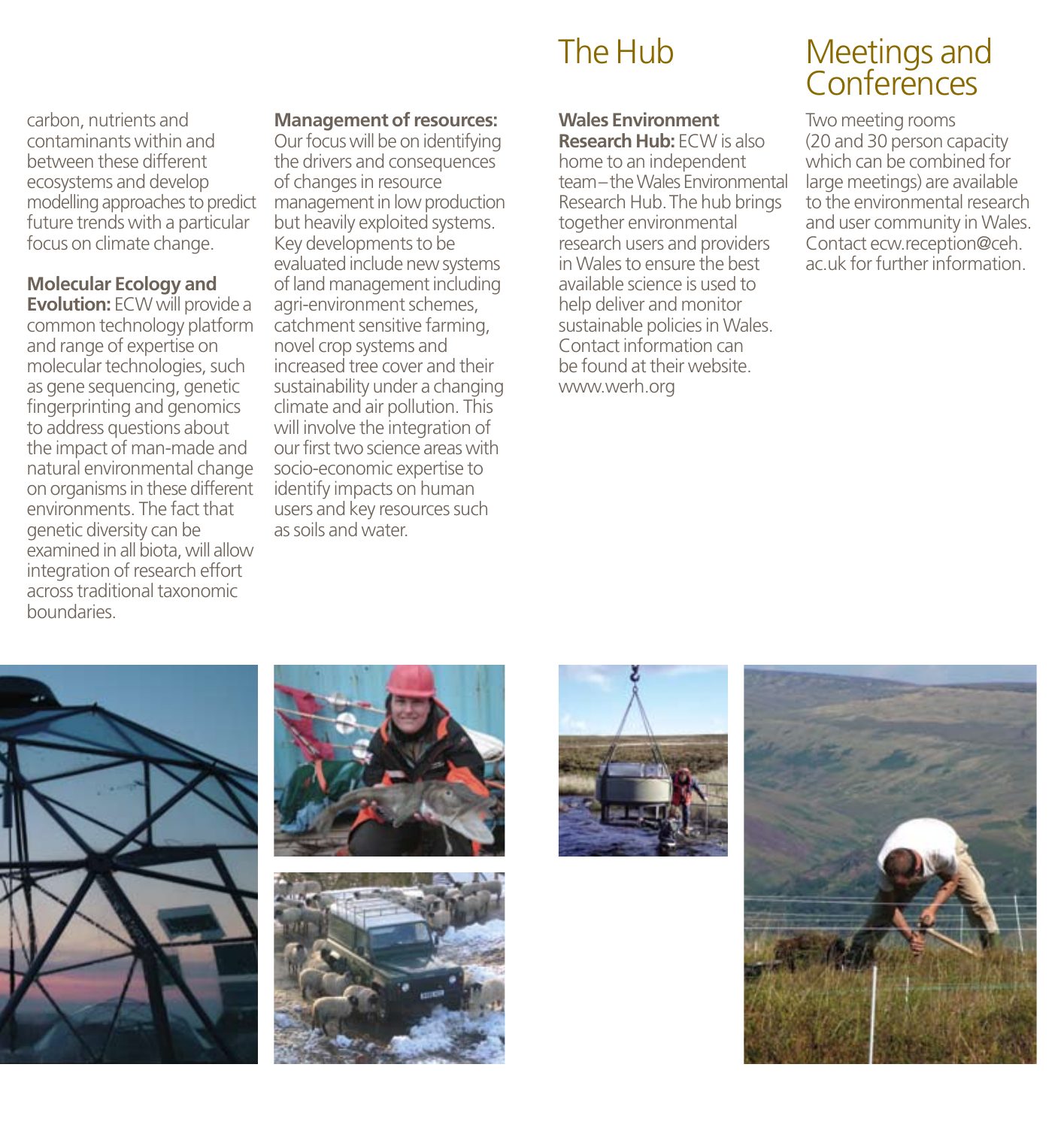carbon, nutrients and contaminants within and between these different ecosystems and develop modelling approaches to predict future trends with a particular focus on climate change.

**Molecular Ecology and Evolution:** ECW will provide a common technology platform and range of expertise on molecular technologies, such as gene sequencing, genetic fingerprinting and genomics to address questions about the impact of man-made and natural environmental change on organisms in these different environments. The fact that genetic diversity can be examined in all biota, will allow integration of research effort across traditional taxonomic boundaries.

**Management of resources:** Our focus will be on identifying the drivers and consequences of changes in resource management in low production but heavily exploited systems. Key developments to be evaluated include new systems of land management including agri-environment schemes, catchment sensitive farming, novel crop systems and increased tree cover and their sustainability under a changing climate and air pollution. This will involve the integration of our first two science areas with socio-economic expertise to identify impacts on human users and key resources such as soils and water.

# The Hub

**Wales Environment Research Hub:** ECW is also home to an independent team – the Wales Environmental Research Hub. The hub brings together environmental research users and providers in Wales to ensure the best available science is used to help deliver and monitor sustainable policies in Wales. Contact information can be found at their website. www.werh.org

# Meetings and Conferences

Two meeting rooms (20 and 30 person capacity which can be combined for large meetings) are available to the environmental research and user community in Wales. Contact ecw.reception@ceh.ac.uk for further information.